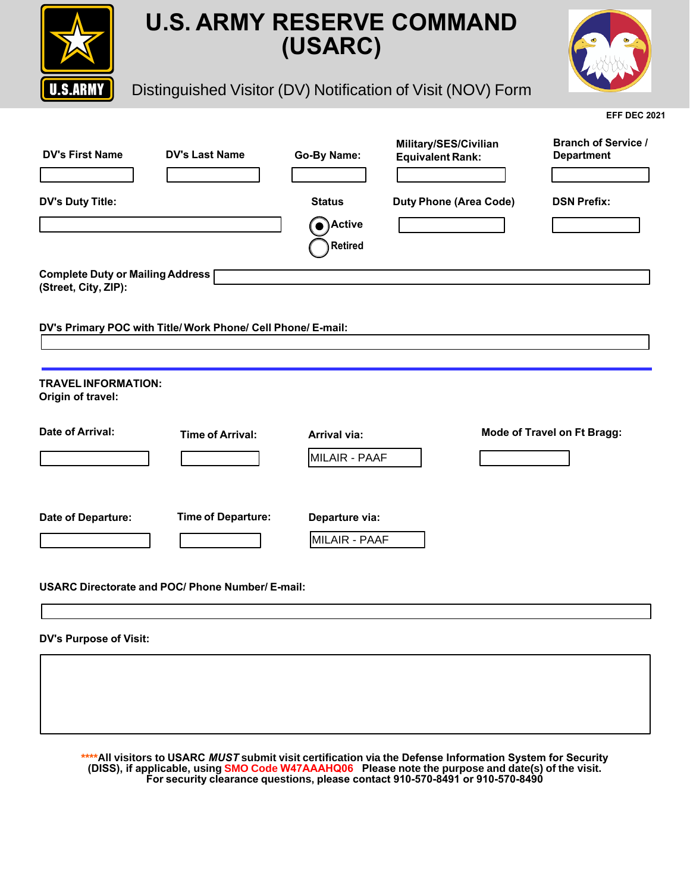# U.S. ARMY RESERVE COMMAND (USARC)

## Distinguished Visitor (DV) Notification of Visit (NOV) Form

EFF DEC 2021

**DV's First Name**

**DV's Last Name**

**Go-By Name:**

**Military/SES/Civilian Equivalent Rank:**

**Branch of Service / Department**

**DV's Duty Title:**

**Status**

- (●) Active
- ( ) Retired

**Duty Phone (Area Code)**

**DSN Prefix:**

**Complete Duty or Mailing Address (Street, City, ZIP):**

**DV's Primary POC with Title/ Work Phone/ Cell Phone/ E-mail:**

---

**TRAVEL INFORMATION:**
**Origin of travel:**

**Date of Arrival:**

**Time of Arrival:**

**Arrival via:** MILAIR - PAAF

**Mode of Travel on Ft Bragg:**

**Date of Departure:**

**Time of Departure:**

**Departure via:** MILAIR - PAAF

**USARC Directorate and POC/ Phone Number/ E-mail:**

**DV's Purpose of Visit:**

**\*\*\*\*All visitors to USARC *MUST* submit visit certification via the Defense Information System for Security (DISS), if applicable, using SMO Code W47AAAHQ06 Please note the purpose and date(s) of the visit. For security clearance questions, please contact 910-570-8491 or 910-570-8490**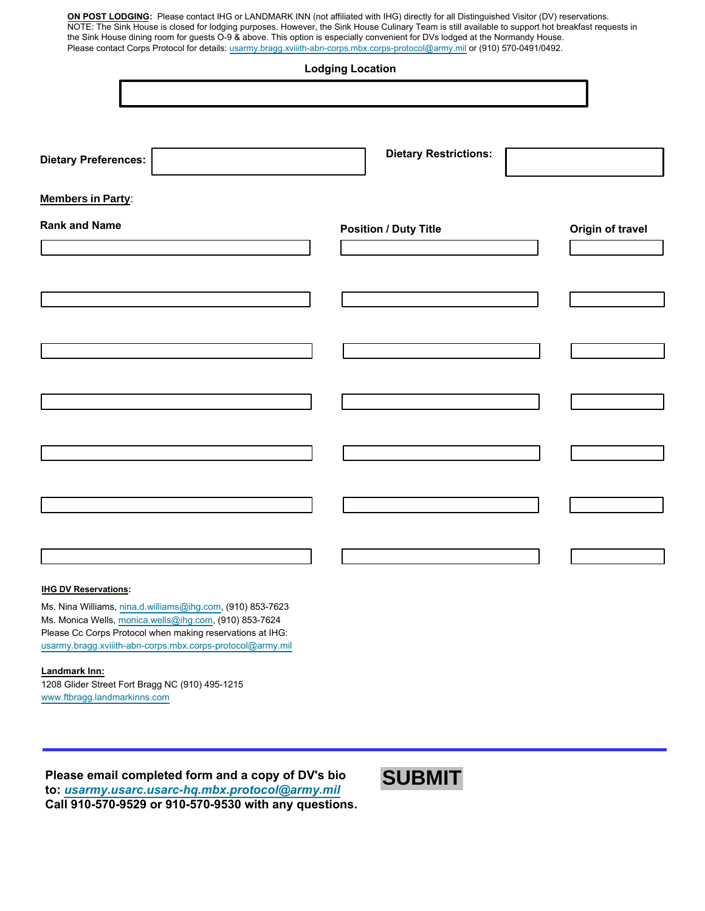**ON POST LODGING:** Please contact IHG or LANDMARK INN (not affiliated with IHG) directly for all Distinguished Visitor (DV) reservations.
NOTE: The Sink House is closed for lodging purposes. However, the Sink House Culinary Team is still available to support hot breakfast requests in the Sink House dining room for guests O-9 & above. This option is especially convenient for DVs lodged at the Normandy House.
Please contact Corps Protocol for details: usarmy.bragg.xviiith-abn-corps.mbx.corps-protocol@army.mil or (910) 570-0491/0492.

**Lodging Location**

**Dietary Preferences:**

**Dietary Restrictions:**

**Members in Party:**

| Rank and Name | Position / Duty Title | Origin of travel |
|---|---|---|
| | | |
| | | |
| | | |
| | | |
| | | |
| | | |
| | | |

**IHG DV Reservations:**

Ms. Nina Williams, nina.d.williams@ihg.com, (910) 853-7623
Ms. Monica Wells, monica.wells@ihg.com, (910) 853-7624
Please Cc Corps Protocol when making reservations at IHG:
usarmy.bragg.xviiith-abn-corps.mbx.corps-protocol@army.mil

**Landmark Inn:**
1208 Glider Street Fort Bragg NC (910) 495-1215
www.ftbragg.landmarkinns.com

---

**Please email completed form and a copy of DV's bio to: *usarmy.usarc.usarc-hq.mbx.protocol@army.mil***
**Call 910-570-9529 or 910-570-9530 with any questions.**

**SUBMIT**